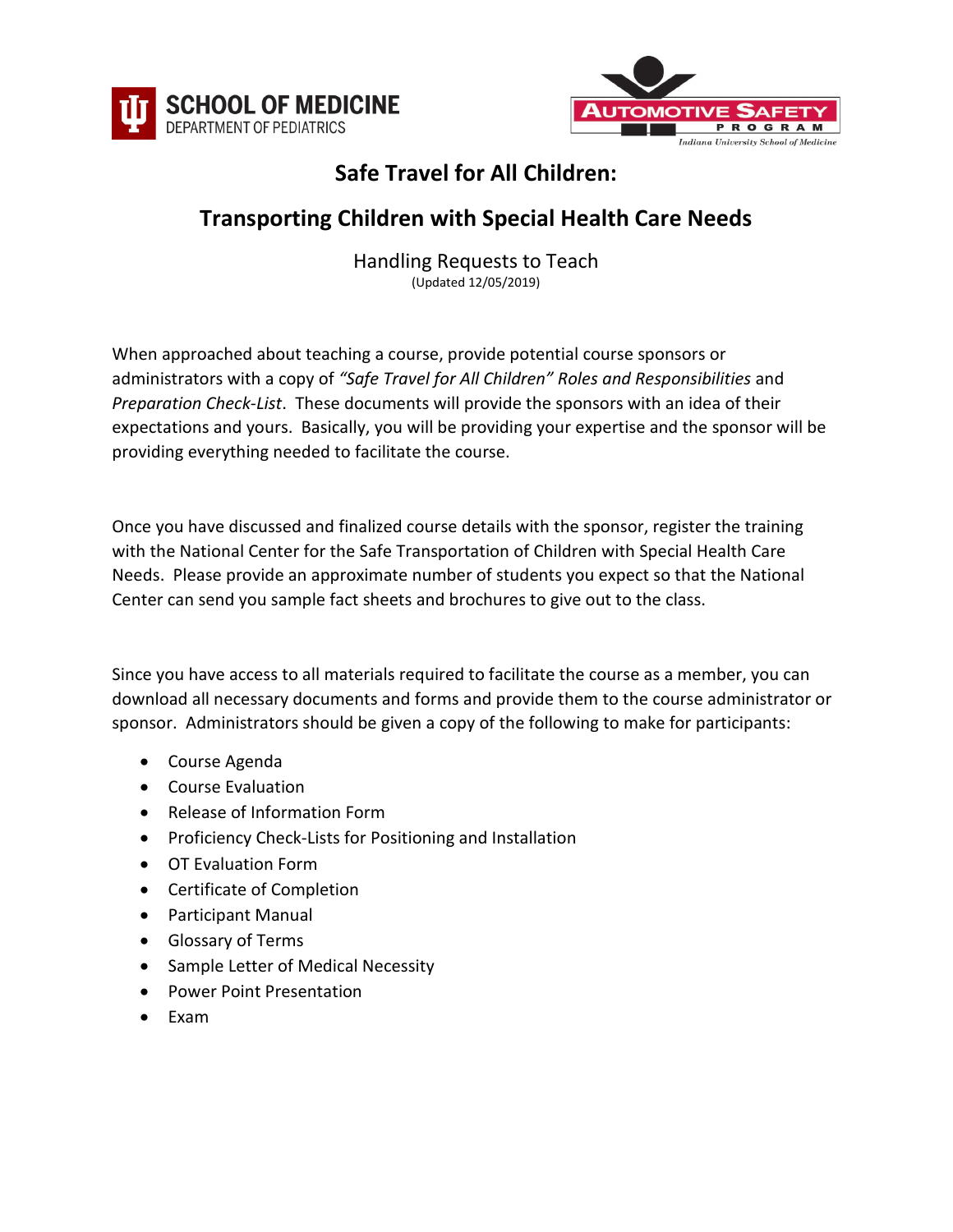SCHOOL OF MEDICINE
DEPARTMENT OF PEDIATRICS

AUTOMOTIVE SAFETY PROGRAM
Indiana University School of Medicine

# Safe Travel for All Children:

## Transporting Children with Special Health Care Needs

Handling Requests to Teach
(Updated 12/05/2019)

When approached about teaching a course, provide potential course sponsors or administrators with a copy of *"Safe Travel for All Children" Roles and Responsibilities* and *Preparation Check-List*. These documents will provide the sponsors with an idea of their expectations and yours. Basically, you will be providing your expertise and the sponsor will be providing everything needed to facilitate the course.

Once you have discussed and finalized course details with the sponsor, register the training with the National Center for the Safe Transportation of Children with Special Health Care Needs. Please provide an approximate number of students you expect so that the National Center can send you sample fact sheets and brochures to give out to the class.

Since you have access to all materials required to facilitate the course as a member, you can download all necessary documents and forms and provide them to the course administrator or sponsor. Administrators should be given a copy of the following to make for participants:

- Course Agenda
- Course Evaluation
- Release of Information Form
- Proficiency Check-Lists for Positioning and Installation
- OT Evaluation Form
- Certificate of Completion
- Participant Manual
- Glossary of Terms
- Sample Letter of Medical Necessity
- Power Point Presentation
- Exam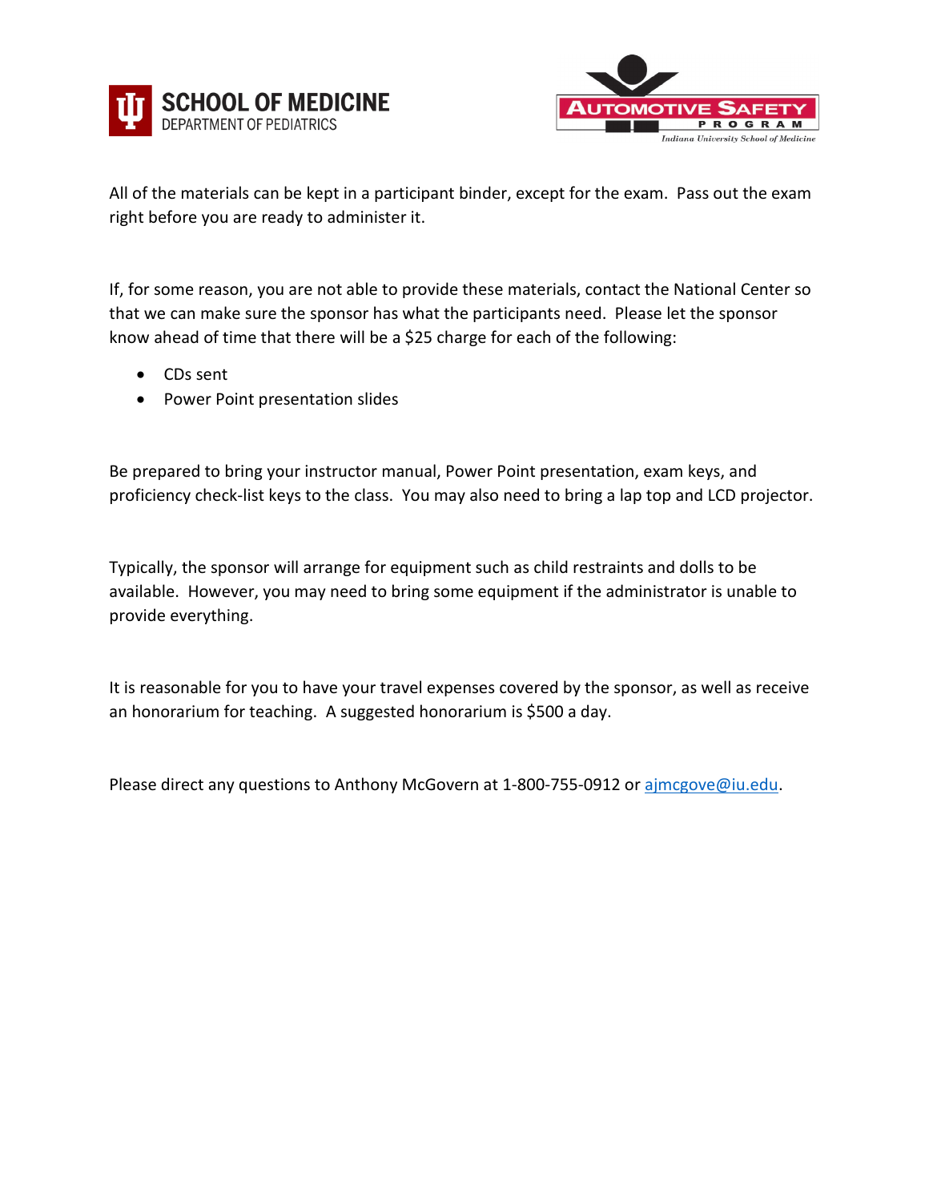All of the materials can be kept in a participant binder, except for the exam. Pass out the exam right before you are ready to administer it.

If, for some reason, you are not able to provide these materials, contact the National Center so that we can make sure the sponsor has what the participants need. Please let the sponsor know ahead of time that there will be a $25 charge for each of the following:

- CDs sent
- Power Point presentation slides

Be prepared to bring your instructor manual, Power Point presentation, exam keys, and proficiency check-list keys to the class. You may also need to bring a lap top and LCD projector.

Typically, the sponsor will arrange for equipment such as child restraints and dolls to be available. However, you may need to bring some equipment if the administrator is unable to provide everything.

It is reasonable for you to have your travel expenses covered by the sponsor, as well as receive an honorarium for teaching. A suggested honorarium is $500 a day.

Please direct any questions to Anthony McGovern at 1-800-755-0912 or ajmcgove@iu.edu.